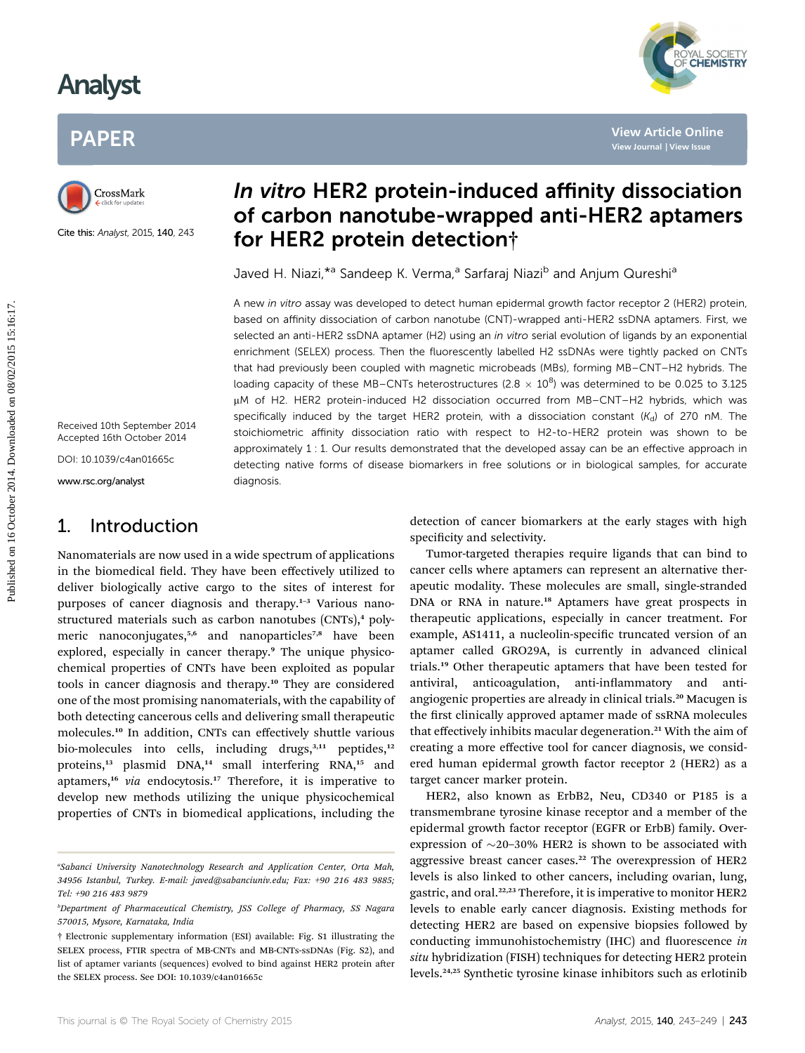# In vitro HER2 protein-induced affinity dissociation of carbon nanotube-wrapped anti-HER2 aptamers for HER2 protein detection†

Javed H. Niazi,*[a] Sandeep K. Verma,[a] Sarfaraj Niazi[b] and Anjum Qureshi[a]

Cite this: *Analyst*, 2015, **140**, 243

Received 10th September 2014
Accepted 16th October 2014

DOI: 10.1039/c4an01665c

www.rsc.org/analyst

A new *in vitro* assay was developed to detect human epidermal growth factor receptor 2 (HER2) protein, based on affinity dissociation of carbon nanotube (CNT)-wrapped anti-HER2 ssDNA aptamers. First, we selected an anti-HER2 ssDNA aptamer (H2) using an *in vitro* serial evolution of ligands by an exponential enrichment (SELEX) process. Then the fluorescently labelled H2 ssDNAs were tightly packed on CNTs that had previously been coupled with magnetic microbeads (MBs), forming MB–CNT–H2 hybrids. The loading capacity of these MB–CNTs heterostructures ($2.8 \times 10^8$) was determined to be 0.025 to 3.125 μM of H2. HER2 protein-induced H2 dissociation occurred from MB–CNT–H2 hybrids, which was specifically induced by the target HER2 protein, with a dissociation constant ($K_d$) of 270 nM. The stoichiometric affinity dissociation ratio with respect to H2-to-HER2 protein was shown to be approximately 1 : 1. Our results demonstrated that the developed assay can be an effective approach in detecting native forms of disease biomarkers in free solutions or in biological samples, for accurate diagnosis.

## 1. Introduction

Nanomaterials are now used in a wide spectrum of applications in the biomedical field. They have been effectively utilized to deliver biologically active cargo to the sites of interest for purposes of cancer diagnosis and therapy.[1–3] Various nanostructured materials such as carbon nanotubes (CNTs),[4] polymeric nanoconjugates,[5,6] and nanoparticles[7,8] have been explored, especially in cancer therapy.[9] The unique physicochemical properties of CNTs have been exploited as popular tools in cancer diagnosis and therapy.[10] They are considered one of the most promising nanomaterials, with the capability of both detecting cancerous cells and delivering small therapeutic molecules.[10] In addition, CNTs can effectively shuttle various bio-molecules into cells, including drugs,[3,11] peptides,[12] proteins,[13] plasmid DNA,[14] small interfering RNA,[15] and aptamers,[16] *via* endocytosis.[17] Therefore, it is imperative to develop new methods utilizing the unique physicochemical properties of CNTs in biomedical applications, including the detection of cancer biomarkers at the early stages with high specificity and selectivity.

Tumor-targeted therapies require ligands that can bind to cancer cells where aptamers can represent an alternative therapeutic modality. These molecules are small, single-stranded DNA or RNA in nature.[18] Aptamers have great prospects in therapeutic applications, especially in cancer treatment. For example, AS1411, a nucleolin-specific truncated version of an aptamer called GRO29A, is currently in advanced clinical trials.[19] Other therapeutic aptamers that have been tested for antiviral, anticoagulation, anti-inflammatory and anti-angiogenic properties are already in clinical trials.[20] Macugen is the first clinically approved aptamer made of ssRNA molecules that effectively inhibits macular degeneration.[21] With the aim of creating a more effective tool for cancer diagnosis, we considered human epidermal growth factor receptor 2 (HER2) as a target cancer marker protein.

HER2, also known as ErbB2, Neu, CD340 or P185 is a transmembrane tyrosine kinase receptor and a member of the epidermal growth factor receptor (EGFR or ErbB) family. Overexpression of ~20–30% HER2 is shown to be associated with aggressive breast cancer cases.[22] The overexpression of HER2 levels is also linked to other cancers, including ovarian, lung, gastric, and oral.[22,23] Therefore, it is imperative to monitor HER2 levels to enable early cancer diagnosis. Existing methods for detecting HER2 are based on expensive biopsies followed by conducting immunohistochemistry (IHC) and fluorescence *in situ* hybridization (FISH) techniques for detecting HER2 protein levels.[24,25] Synthetic tyrosine kinase inhibitors such as erlotinib

---

[a] *Sabanci University Nanotechnology Research and Application Center, Orta Mah, 34956 Istanbul, Turkey. E-mail: javed@sabanciuniv.edu; Fax: +90 216 483 9885; Tel: +90 216 483 9879*

[b] *Department of Pharmaceutical Chemistry, JSS College of Pharmacy, SS Nagara 570015, Mysore, Karnataka, India*

† Electronic supplementary information (ESI) available: Fig. S1 illustrating the SELEX process, FTIR spectra of MB-CNTs and MB-CNTs-ssDNAs (Fig. S2), and list of aptamer variants (sequences) evolved to bind against HER2 protein after the SELEX process. See DOI: 10.1039/c4an01665c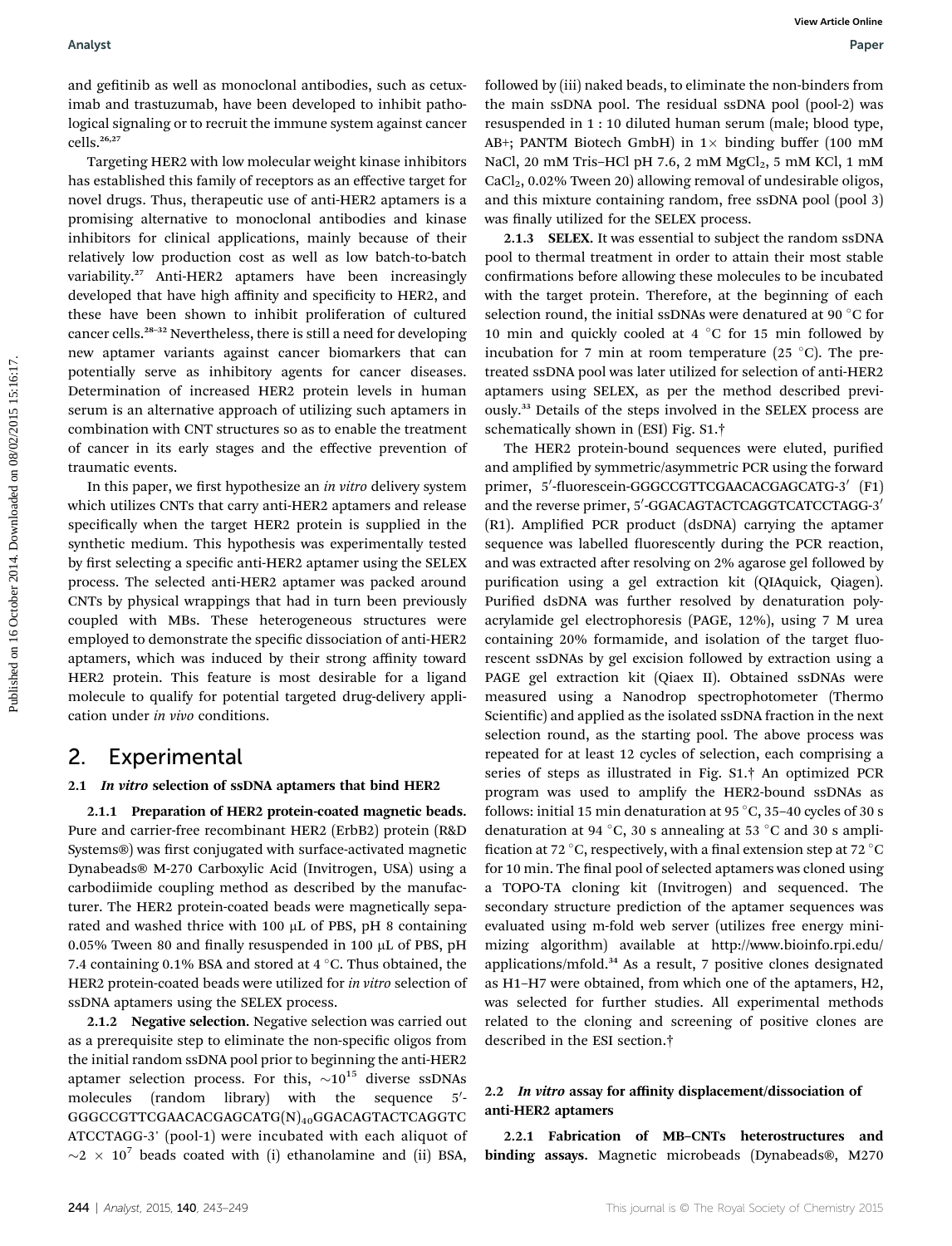and gefitinib as well as monoclonal antibodies, such as cetuximab and trastuzumab, have been developed to inhibit pathological signaling or to recruit the immune system against cancer cells.[26,27]

Targeting HER2 with low molecular weight kinase inhibitors has established this family of receptors as an effective target for novel drugs. Thus, therapeutic use of anti-HER2 aptamers is a promising alternative to monoclonal antibodies and kinase inhibitors for clinical applications, mainly because of their relatively low production cost as well as low batch-to-batch variability.[27] Anti-HER2 aptamers have been increasingly developed that have high affinity and specificity to HER2, and these have been shown to inhibit proliferation of cultured cancer cells.[28–32] Nevertheless, there is still a need for developing new aptamer variants against cancer biomarkers that can potentially serve as inhibitory agents for cancer diseases. Determination of increased HER2 protein levels in human serum is an alternative approach of utilizing such aptamers in combination with CNT structures so as to enable the treatment of cancer in its early stages and the effective prevention of traumatic events.

In this paper, we first hypothesize an *in vitro* delivery system which utilizes CNTs that carry anti-HER2 aptamers and release specifically when the target HER2 protein is supplied in the synthetic medium. This hypothesis was experimentally tested by first selecting a specific anti-HER2 aptamer using the SELEX process. The selected anti-HER2 aptamer was packed around CNTs by physical wrappings that had in turn been previously coupled with MBs. These heterogeneous structures were employed to demonstrate the specific dissociation of anti-HER2 aptamers, which was induced by their strong affinity toward HER2 protein. This feature is most desirable for a ligand molecule to qualify for potential targeted drug-delivery application under *in vivo* conditions.

## 2. Experimental

### 2.1 *In vitro* selection of ssDNA aptamers that bind HER2

**2.1.1 Preparation of HER2 protein-coated magnetic beads.** Pure and carrier-free recombinant HER2 (ErbB2) protein (R&D Systems®) was first conjugated with surface-activated magnetic Dynabeads® M-270 Carboxylic Acid (Invitrogen, USA) using a carbodiimide coupling method as described by the manufacturer. The HER2 protein-coated beads were magnetically separated and washed thrice with 100 μL of PBS, pH 8 containing 0.05% Tween 80 and finally resuspended in 100 μL of PBS, pH 7.4 containing 0.1% BSA and stored at 4 °C. Thus obtained, the HER2 protein-coated beads were utilized for *in vitro* selection of ssDNA aptamers using the SELEX process.

**2.1.2 Negative selection.** Negative selection was carried out as a prerequisite step to eliminate the non-specific oligos from the initial random ssDNA pool prior to beginning the anti-HER2 aptamer selection process. For this, $\sim 10^{15}$ diverse ssDNAs molecules (random library) with the sequence 5′-GGGCCGTTCGAACACGAGCATG$(N)_{40}$GGACAGTACTCAGGTCATCCTAGG-3′ (pool-1) were incubated with each aliquot of $\sim 2 \times 10^7$ beads coated with (i) ethanolamine and (ii) BSA, followed by (iii) naked beads, to eliminate the non-binders from the main ssDNA pool. The residual ssDNA pool (pool-2) was resuspended in 1 : 10 diluted human serum (male; blood type, AB+; PANTM Biotech GmbH) in 1× binding buffer (100 mM NaCl, 20 mM Tris–HCl pH 7.6, 2 mM $MgCl_2$, 5 mM KCl, 1 mM $CaCl_2$, 0.02% Tween 20) allowing removal of undesirable oligos, and this mixture containing random, free ssDNA pool (pool 3) was finally utilized for the SELEX process.

**2.1.3 SELEX.** It was essential to subject the random ssDNA pool to thermal treatment in order to attain their most stable confirmations before allowing these molecules to be incubated with the target protein. Therefore, at the beginning of each selection round, the initial ssDNAs were denatured at 90 °C for 10 min and quickly cooled at 4 °C for 15 min followed by incubation for 7 min at room temperature (25 °C). The pretreated ssDNA pool was later utilized for selection of anti-HER2 aptamers using SELEX, as per the method described previously.[33] Details of the steps involved in the SELEX process are schematically shown in (ESI) Fig. S1.†

The HER2 protein-bound sequences were eluted, purified and amplified by symmetric/asymmetric PCR using the forward primer, 5′-fluorescein-GGGCCGTTCGAACACGAGCATG-3′ (F1) and the reverse primer, 5′-GGACAGTACTCAGGTCATCCTAGG-3′ (R1). Amplified PCR product (dsDNA) carrying the aptamer sequence was labelled fluorescently during the PCR reaction, and was extracted after resolving on 2% agarose gel followed by purification using a gel extraction kit (QIAquick, Qiagen). Purified dsDNA was further resolved by denaturation polyacrylamide gel electrophoresis (PAGE, 12%), using 7 M urea containing 20% formamide, and isolation of the target fluorescent ssDNAs by gel excision followed by extraction using a PAGE gel extraction kit (Qiaex II). Obtained ssDNAs were measured using a Nanodrop spectrophotometer (Thermo Scientific) and applied as the isolated ssDNA fraction in the next selection round, as the starting pool. The above process was repeated for at least 12 cycles of selection, each comprising a series of steps as illustrated in Fig. S1.† An optimized PCR program was used to amplify the HER2-bound ssDNAs as follows: initial 15 min denaturation at 95 °C, 35–40 cycles of 30 s denaturation at 94 °C, 30 s annealing at 53 °C and 30 s amplification at 72 °C, respectively, with a final extension step at 72 °C for 10 min. The final pool of selected aptamers was cloned using a TOPO-TA cloning kit (Invitrogen) and sequenced. The secondary structure prediction of the aptamer sequences was evaluated using m-fold web server (utilizes free energy minimizing algorithm) available at http://www.bioinfo.rpi.edu/applications/mfold.[34] As a result, 7 positive clones designated as H1–H7 were obtained, from which one of the aptamers, H2, was selected for further studies. All experimental methods related to the cloning and screening of positive clones are described in the ESI section.†

### 2.2 *In vitro* assay for affinity displacement/dissociation of anti-HER2 aptamers

**2.2.1 Fabrication of MB–CNTs heterostructures and binding assays.** Magnetic microbeads (Dynabeads®, M270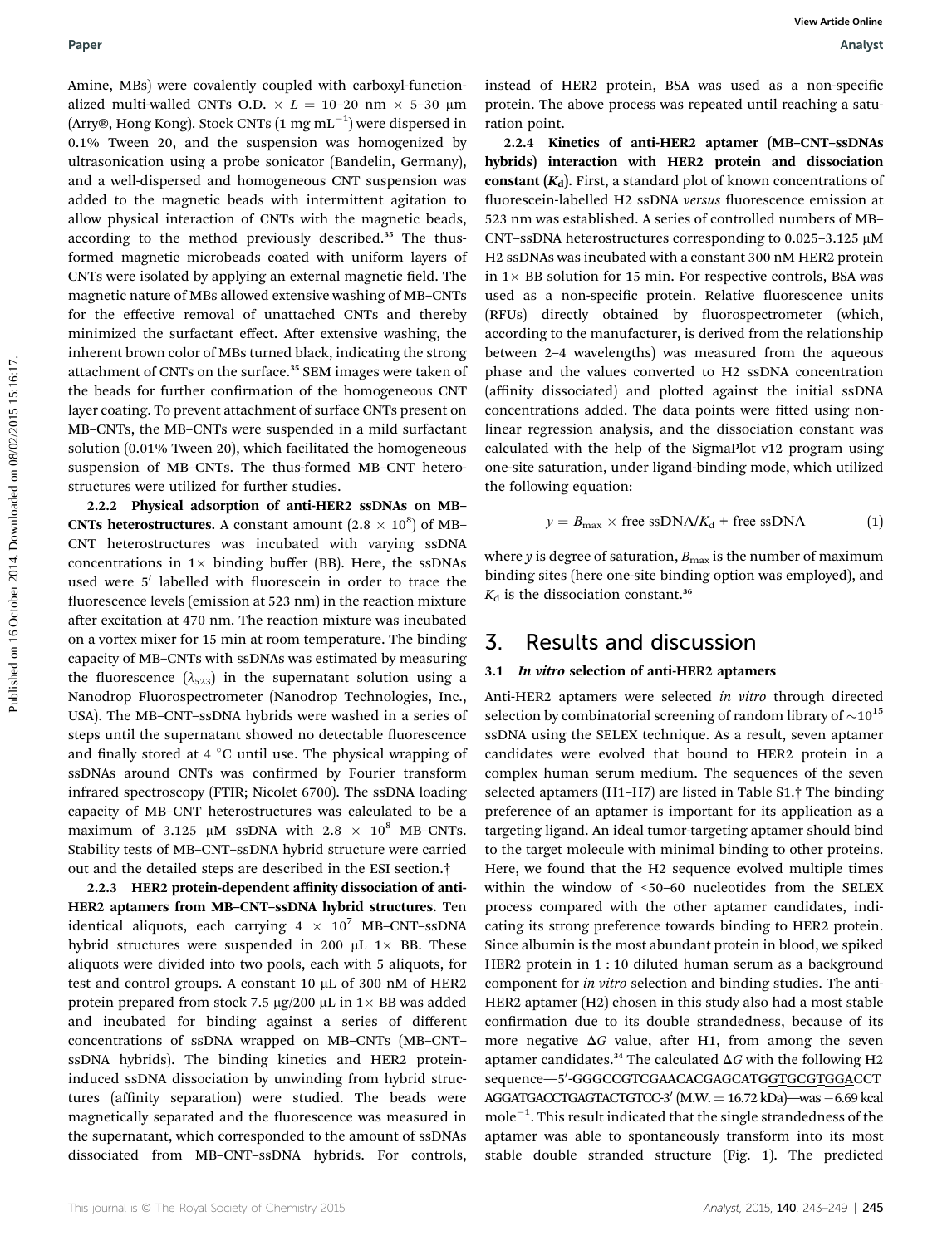Amine, MBs) were covalently coupled with carboxyl-functionalized multi-walled CNTs O.D. × L = 10–20 nm × 5–30 μm (Arry®, Hong Kong). Stock CNTs (1 mg mL$^{-1}$) were dispersed in 0.1% Tween 20, and the suspension was homogenized by ultrasonication using a probe sonicator (Bandelin, Germany), and a well-dispersed and homogeneous CNT suspension was added to the magnetic beads with intermittent agitation to allow physical interaction of CNTs with the magnetic beads, according to the method previously described.[35] The thus-formed magnetic microbeads coated with uniform layers of CNTs were isolated by applying an external magnetic field. The magnetic nature of MBs allowed extensive washing of MB–CNTs for the effective removal of unattached CNTs and thereby minimized the surfactant effect. After extensive washing, the inherent brown color of MBs turned black, indicating the strong attachment of CNTs on the surface.[35] SEM images were taken of the beads for further confirmation of the homogeneous CNT layer coating. To prevent attachment of surface CNTs present on MB–CNTs, the MB–CNTs were suspended in a mild surfactant solution (0.01% Tween 20), which facilitated the homogeneous suspension of MB–CNTs. The thus-formed MB–CNT heterostructures were utilized for further studies.

**2.2.2 Physical adsorption of anti-HER2 ssDNAs on MB–CNTs heterostructures.** A constant amount ($2.8 \times 10^8$) of MB–CNT heterostructures was incubated with varying ssDNA concentrations in 1× binding buffer (BB). Here, the ssDNAs used were 5′ labelled with fluorescein in order to trace the fluorescence levels (emission at 523 nm) in the reaction mixture after excitation at 470 nm. The reaction mixture was incubated on a vortex mixer for 15 min at room temperature. The binding capacity of MB–CNTs with ssDNAs was estimated by measuring the fluorescence ($\lambda_{523}$) in the supernatant solution using a Nanodrop Fluorospectrometer (Nanodrop Technologies, Inc., USA). The MB–CNT–ssDNA hybrids were washed in a series of steps until the supernatant showed no detectable fluorescence and finally stored at 4 °C until use. The physical wrapping of ssDNAs around CNTs was confirmed by Fourier transform infrared spectroscopy (FTIR; Nicolet 6700). The ssDNA loading capacity of MB–CNT heterostructures was calculated to be a maximum of 3.125 μM ssDNA with $2.8 \times 10^8$ MB–CNTs. Stability tests of MB–CNT–ssDNA hybrid structure were carried out and the detailed steps are described in the ESI section.†

**2.2.3 HER2 protein-dependent affinity dissociation of anti-HER2 aptamers from MB–CNT–ssDNA hybrid structures.** Ten identical aliquots, each carrying $4 \times 10^7$ MB–CNT–ssDNA hybrid structures were suspended in 200 μL 1× BB. These aliquots were divided into two pools, each with 5 aliquots, for test and control groups. A constant 10 μL of 300 nM of HER2 protein prepared from stock 7.5 μg/200 μL in 1× BB was added and incubated for binding against a series of different concentrations of ssDNA wrapped on MB–CNTs (MB–CNT–ssDNA hybrids). The binding kinetics and HER2 protein-induced ssDNA dissociation by unwinding from hybrid structures (affinity separation) were studied. The beads were magnetically separated and the fluorescence was measured in the supernatant, which corresponded to the amount of ssDNAs dissociated from MB–CNT–ssDNA hybrids. For controls, instead of HER2 protein, BSA was used as a non-specific protein. The above process was repeated until reaching a saturation point.

**2.2.4 Kinetics of anti-HER2 aptamer (MB–CNT–ssDNAs hybrids) interaction with HER2 protein and dissociation constant ($K_d$).** First, a standard plot of known concentrations of fluorescein-labelled H2 ssDNA *versus* fluorescence emission at 523 nm was established. A series of controlled numbers of MB–CNT–ssDNA heterostructures corresponding to 0.025–3.125 μM H2 ssDNAs was incubated with a constant 300 nM HER2 protein in 1× BB solution for 15 min. For respective controls, BSA was used as a non-specific protein. Relative fluorescence units (RFUs) directly obtained by fluorospectrometer (which, according to the manufacturer, is derived from the relationship between 2–4 wavelengths) was measured from the aqueous phase and the values converted to H2 ssDNA concentration (affinity dissociated) and plotted against the initial ssDNA concentrations added. The data points were fitted using non-linear regression analysis, and the dissociation constant was calculated with the help of the SigmaPlot v12 program using one-site saturation, under ligand-binding mode, which utilized the following equation:

$$y = B_{max} \times \text{free ssDNA}/K_d + \text{free ssDNA} \tag{1}$$

where $y$ is degree of saturation, $B_{max}$ is the number of maximum binding sites (here one-site binding option was employed), and $K_d$ is the dissociation constant.[36]

# 3. Results and discussion

## 3.1 *In vitro* selection of anti-HER2 aptamers

Anti-HER2 aptamers were selected *in vitro* through directed selection by combinatorial screening of random library of ~$10^{15}$ ssDNA using the SELEX technique. As a result, seven aptamer candidates were evolved that bound to HER2 protein in a complex human serum medium. The sequences of the seven selected aptamers (H1–H7) are listed in Table S1.† The binding preference of an aptamer is important for its application as a targeting ligand. An ideal tumor-targeting aptamer should bind to the target molecule with minimal binding to other proteins. Here, we found that the H2 sequence evolved multiple times within the window of <50–60 nucleotides from the SELEX process compared with the other aptamer candidates, indicating its strong preference towards binding to HER2 protein. Since albumin is the most abundant protein in blood, we spiked HER2 protein in 1 : 10 diluted human serum as a background component for *in vitro* selection and binding studies. The anti-HER2 aptamer (H2) chosen in this study also had a most stable confirmation due to its double strandedness, because of its more negative Δ$G$ value, after H1, from among the seven aptamer candidates.[34] The calculated Δ$G$ with the following H2 sequence—5′-GGGCCGTCGAACACGAGCATGGTGCGTGGACCT AGGATGACCTGAGTACTGTCC-3′ (M.W. = 16.72 kDa)—was −6.69 kcal mole$^{-1}$. This result indicated that the single strandedness of the aptamer was able to spontaneously transform into its most stable double stranded structure (Fig. 1). The predicted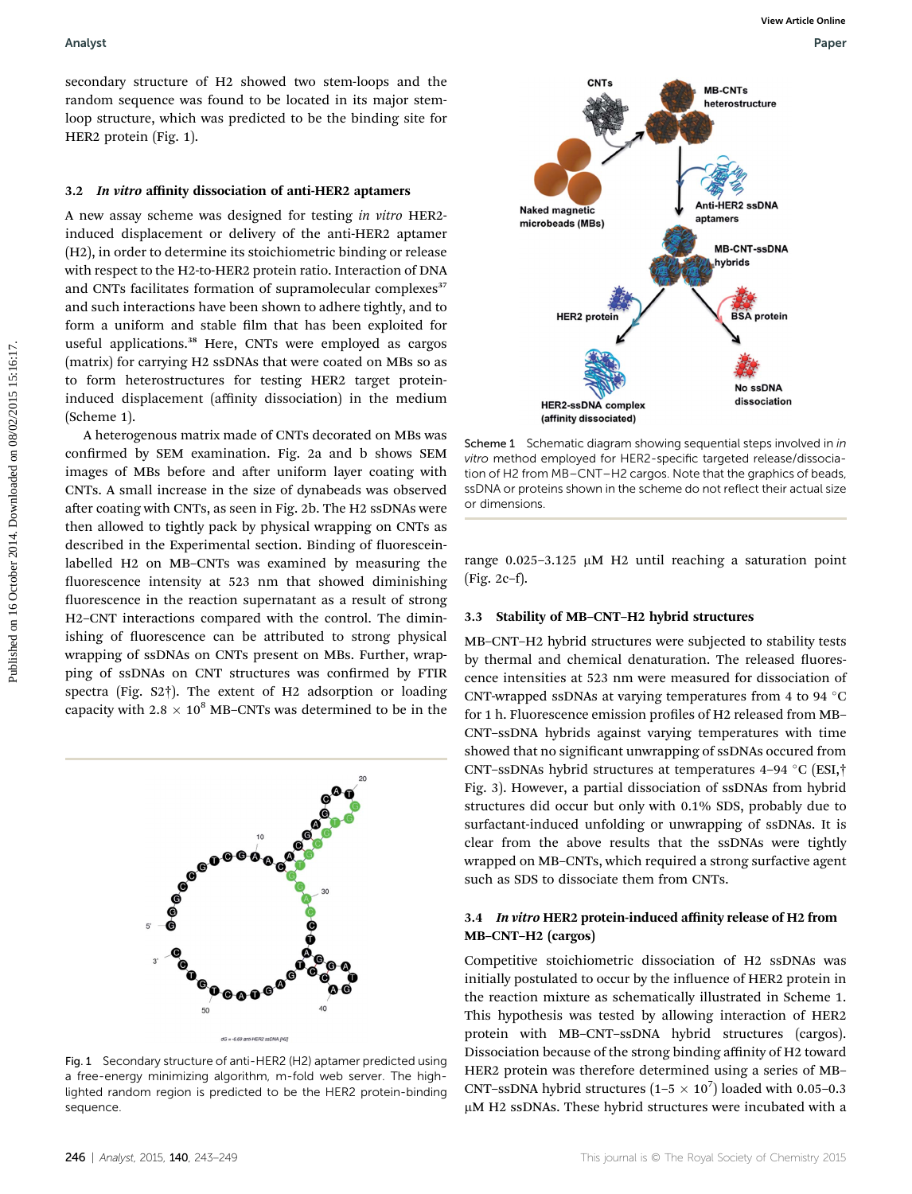secondary structure of H2 showed two stem-loops and the random sequence was found to be located in its major stem-loop structure, which was predicted to be the binding site for HER2 protein (Fig. 1).

### 3.2 *In vitro* affinity dissociation of anti-HER2 aptamers

A new assay scheme was designed for testing *in vitro* HER2-induced displacement or delivery of the anti-HER2 aptamer (H2), in order to determine its stoichiometric binding or release with respect to the H2-to-HER2 protein ratio. Interaction of DNA and CNTs facilitates formation of supramolecular complexes[37] and such interactions have been shown to adhere tightly, and to form a uniform and stable film that has been exploited for useful applications.[38] Here, CNTs were employed as cargos (matrix) for carrying H2 ssDNAs that were coated on MBs so as to form heterostructures for testing HER2 target protein-induced displacement (affinity dissociation) in the medium (Scheme 1).

A heterogenous matrix made of CNTs decorated on MBs was confirmed by SEM examination. Fig. 2a and b shows SEM images of MBs before and after uniform layer coating with CNTs. A small increase in the size of dynabeads was observed after coating with CNTs, as seen in Fig. 2b. The H2 ssDNAs were then allowed to tightly pack by physical wrapping on CNTs as described in the Experimental section. Binding of fluorescein-labelled H2 on MB–CNTs was examined by measuring the fluorescence intensity at 523 nm that showed diminishing fluorescence in the reaction supernatant as a result of strong H2–CNT interactions compared with the control. The diminishing of fluorescence can be attributed to strong physical wrapping of ssDNAs on CNTs present on MBs. Further, wrapping of ssDNAs on CNT structures was confirmed by FTIR spectra (Fig. S2†). The extent of H2 adsorption or loading capacity with $2.8 \times 10^8$ MB–CNTs was determined to be in the range 0.025–3.125 μM H2 until reaching a saturation point (Fig. 2c–f).

Fig. 1 Secondary structure of anti-HER2 (H2) aptamer predicted using a free-energy minimizing algorithm, m-fold web server. The highlighted random region is predicted to be the HER2 protein-binding sequence.

Scheme 1 Schematic diagram showing sequential steps involved in *in vitro* method employed for HER2-specific targeted release/dissociation of H2 from MB–CNT–H2 cargos. Note that the graphics of beads, ssDNA or proteins shown in the scheme do not reflect their actual size or dimensions.

### 3.3 Stability of MB–CNT–H2 hybrid structures

MB–CNT–H2 hybrid structures were subjected to stability tests by thermal and chemical denaturation. The released fluorescence intensities at 523 nm were measured for dissociation of CNT-wrapped ssDNAs at varying temperatures from 4 to 94 °C for 1 h. Fluorescence emission profiles of H2 released from MB–CNT–ssDNA hybrids against varying temperatures with time showed that no significant unwrapping of ssDNAs occured from CNT–ssDNAs hybrid structures at temperatures 4–94 °C (ESI,† Fig. 3). However, a partial dissociation of ssDNAs from hybrid structures did occur but only with 0.1% SDS, probably due to surfactant-induced unfolding or unwrapping of ssDNAs. It is clear from the above results that the ssDNAs were tightly wrapped on MB–CNTs, which required a strong surfactive agent such as SDS to dissociate them from CNTs.

### 3.4 *In vitro* HER2 protein-induced affinity release of H2 from MB–CNT–H2 (cargos)

Competitive stoichiometric dissociation of H2 ssDNAs was initially postulated to occur by the influence of HER2 protein in the reaction mixture as schematically illustrated in Scheme 1. This hypothesis was tested by allowing interaction of HER2 protein with MB–CNT–ssDNA hybrid structures (cargos). Dissociation because of the strong binding affinity of H2 toward HER2 protein was therefore determined using a series of MB–CNT–ssDNA hybrid structures ($1–5 \times 10^7$) loaded with 0.05–0.3 μM H2 ssDNAs. These hybrid structures were incubated with a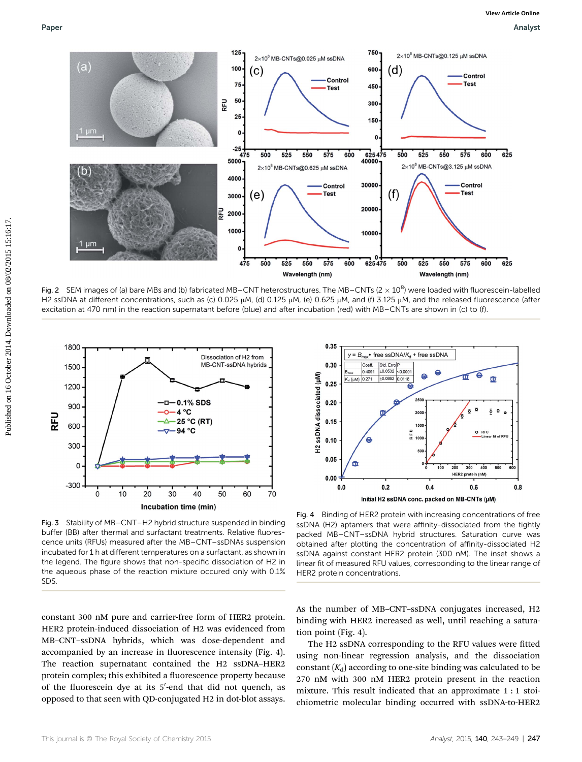Fig. 2 SEM images of (a) bare MBs and (b) fabricated MB–CNT heterostructures. The MB–CNTs ($2 \times 10^8$) were loaded with fluorescein-labelled H2 ssDNA at different concentrations, such as (c) 0.025 μM, (d) 0.125 μM, (e) 0.625 μM, and (f) 3.125 μM, and the released fluorescence (after excitation at 470 nm) in the reaction supernatant before (blue) and after incubation (red) with MB–CNTs are shown in (c) to (f).

Fig. 3 Stability of MB–CNT–H2 hybrid structure suspended in binding buffer (BB) after thermal and surfactant treatments. Relative fluorescence units (RFUs) measured after the MB–CNT–ssDNAs suspension incubated for 1 h at different temperatures on a surfactant, as shown in the legend. The figure shows that non-specific dissociation of H2 in the aqueous phase of the reaction mixture occured only with 0.1% SDS.

Fig. 4 Binding of HER2 protein with increasing concentrations of free ssDNA (H2) aptamers that were affinity-dissociated from the tightly packed MB–CNT–ssDNA hybrid structures. Saturation curve was obtained after plotting the concentration of affinity-dissociated H2 ssDNA against constant HER2 protein (300 nM). The inset shows a linear fit of measured RFU values, corresponding to the linear range of HER2 protein concentrations.

constant 300 nM pure and carrier-free form of HER2 protein. HER2 protein-induced dissociation of H2 was evidenced from MB–CNT–ssDNA hybrids, which was dose-dependent and accompanied by an increase in fluorescence intensity (Fig. 4). The reaction supernatant contained the H2 ssDNA–HER2 protein complex; this exhibited a fluorescence property because of the fluorescein dye at its 5′-end that did not quench, as opposed to that seen with QD-conjugated H2 in dot-blot assays. As the number of MB–CNT–ssDNA conjugates increased, H2 binding with HER2 increased as well, until reaching a saturation point (Fig. 4).

The H2 ssDNA corresponding to the RFU values were fitted using non-linear regression analysis, and the dissociation constant ($K_d$) according to one-site binding was calculated to be 270 nM with 300 nM HER2 protein present in the reaction mixture. This result indicated that an approximate 1 : 1 stoichiometric molecular binding occurred with ssDNA-to-HER2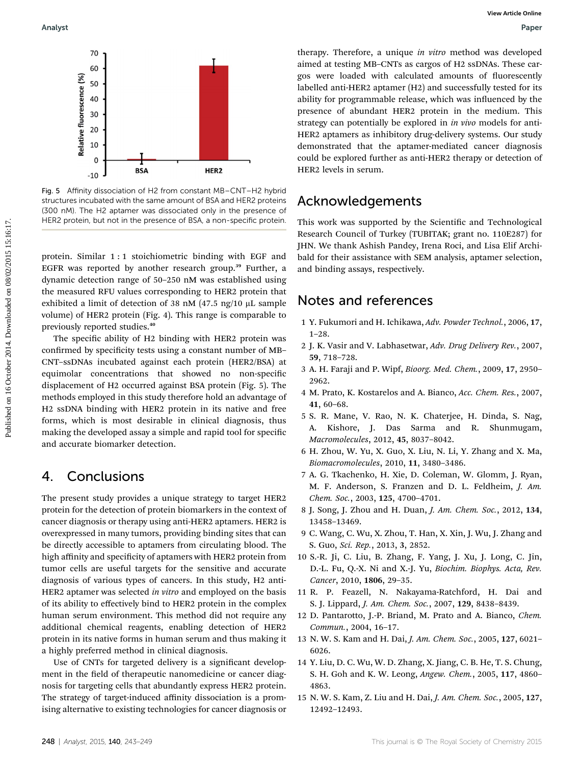Fig. 5 Affinity dissociation of H2 from constant MB–CNT–H2 hybrid structures incubated with the same amount of BSA and HER2 proteins (300 nM). The H2 aptamer was dissociated only in the presence of HER2 protein, but not in the presence of BSA, a non-specific protein.

protein. Similar 1 : 1 stoichiometric binding with EGF and EGFR was reported by another research group.[39] Further, a dynamic detection range of 50–250 nM was established using the measured RFU values corresponding to HER2 protein that exhibited a limit of detection of 38 nM (47.5 ng/10 μL sample volume) of HER2 protein (Fig. 4). This range is comparable to previously reported studies.[40]

The specific ability of H2 binding with HER2 protein was confirmed by specificity tests using a constant number of MB–CNT–ssDNAs incubated against each protein (HER2/BSA) at equimolar concentrations that showed no non-specific displacement of H2 occurred against BSA protein (Fig. 5). The methods employed in this study therefore hold an advantage of H2 ssDNA binding with HER2 protein in its native and free forms, which is most desirable in clinical diagnosis, thus making the developed assay a simple and rapid tool for specific and accurate biomarker detection.

## 4. Conclusions

The present study provides a unique strategy to target HER2 protein for the detection of protein biomarkers in the context of cancer diagnosis or therapy using anti-HER2 aptamers. HER2 is overexpressed in many tumors, providing binding sites that can be directly accessible to aptamers from circulating blood. The high affinity and specificity of aptamers with HER2 protein from tumor cells are useful targets for the sensitive and accurate diagnosis of various types of cancers. In this study, H2 anti-HER2 aptamer was selected *in vitro* and employed on the basis of its ability to effectively bind to HER2 protein in the complex human serum environment. This method did not require any additional chemical reagents, enabling detection of HER2 protein in its native forms in human serum and thus making it a highly preferred method in clinical diagnosis.

Use of CNTs for targeted delivery is a significant development in the field of therapeutic nanomedicine or cancer diagnosis for targeting cells that abundantly express HER2 protein. The strategy of target-induced affinity dissociation is a promising alternative to existing technologies for cancer diagnosis or therapy. Therefore, a unique *in vitro* method was developed aimed at testing MB–CNTs as cargos of H2 ssDNAs. These cargos were loaded with calculated amounts of fluorescently labelled anti-HER2 aptamer (H2) and successfully tested for its ability for programmable release, which was influenced by the presence of abundant HER2 protein in the medium. This strategy can potentially be explored in *in vivo* models for anti-HER2 aptamers as inhibitory drug-delivery systems. Our study demonstrated that the aptamer-mediated cancer diagnosis could be explored further as anti-HER2 therapy or detection of HER2 levels in serum.

## Acknowledgements

This work was supported by the Scientific and Technological Research Council of Turkey (TUBITAK; grant no. 110E287) for JHN. We thank Ashish Pandey, Irena Roci, and Lisa Elif Archibald for their assistance with SEM analysis, aptamer selection, and binding assays, respectively.

## Notes and references

1 Y. Fukumori and H. Ichikawa, *Adv. Powder Technol.*, 2006, **17**, 1–28.
2 J. K. Vasir and V. Labhasetwar, *Adv. Drug Delivery Rev.*, 2007, **59**, 718–728.
3 A. H. Faraji and P. Wipf, *Bioorg. Med. Chem.*, 2009, **17**, 2950–2962.
4 M. Prato, K. Kostarelos and A. Bianco, *Acc. Chem. Res.*, 2007, **41**, 60–68.
5 S. R. Mane, V. Rao, N. K. Chaterjee, H. Dinda, S. Nag, A. Kishore, J. Das Sarma and R. Shunmugam, *Macromolecules*, 2012, **45**, 8037–8042.
6 H. Zhou, W. Yu, X. Guo, X. Liu, N. Li, Y. Zhang and X. Ma, *Biomacromolecules*, 2010, **11**, 3480–3486.
7 A. G. Tkachenko, H. Xie, D. Coleman, W. Glomm, J. Ryan, M. F. Anderson, S. Franzen and D. L. Feldheim, *J. Am. Chem. Soc.*, 2003, **125**, 4700–4701.
8 J. Song, J. Zhou and H. Duan, *J. Am. Chem. Soc.*, 2012, **134**, 13458–13469.
9 C. Wang, C. Wu, X. Zhou, T. Han, X. Xin, J. Wu, J. Zhang and S. Guo, *Sci. Rep.*, 2013, **3**, 2852.
10 S.-R. Ji, C. Liu, B. Zhang, F. Yang, J. Xu, J. Long, C. Jin, D.-L. Fu, Q.-X. Ni and X.-J. Yu, *Biochim. Biophys. Acta, Rev. Cancer*, 2010, **1806**, 29–35.
11 R. P. Feazell, N. Nakayama-Ratchford, H. Dai and S. J. Lippard, *J. Am. Chem. Soc.*, 2007, **129**, 8438–8439.
12 D. Pantarotto, J.-P. Briand, M. Prato and A. Bianco, *Chem. Commun.*, 2004, 16–17.
13 N. W. S. Kam and H. Dai, *J. Am. Chem. Soc.*, 2005, **127**, 6021–6026.
14 Y. Liu, D. C. Wu, W. D. Zhang, X. Jiang, C. B. He, T. S. Chung, S. H. Goh and K. W. Leong, *Angew. Chem.*, 2005, **117**, 4860–4863.
15 N. W. S. Kam, Z. Liu and H. Dai, *J. Am. Chem. Soc.*, 2005, **127**, 12492–12493.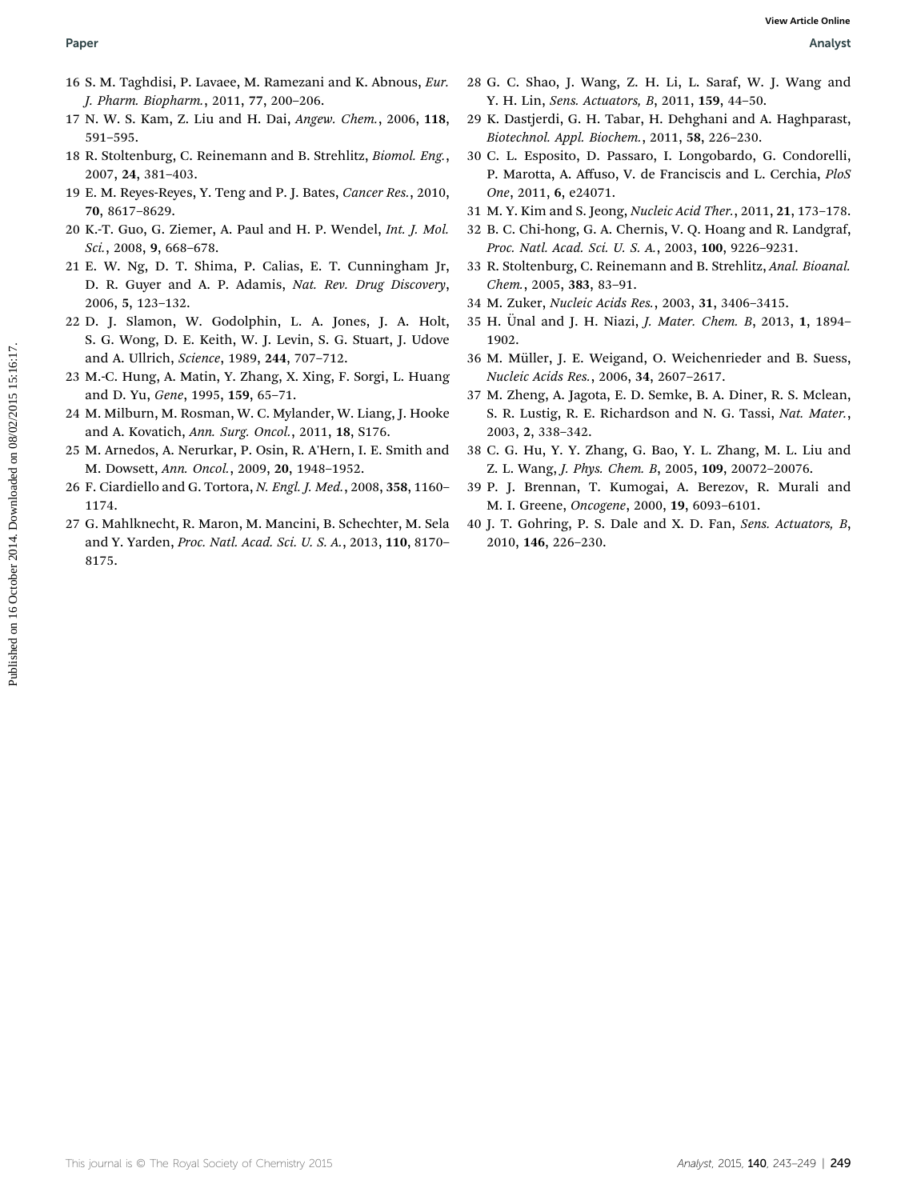16 S. M. Taghdisi, P. Lavaee, M. Ramezani and K. Abnous, *Eur. J. Pharm. Biopharm.*, 2011, **77**, 200–206.

17 N. W. S. Kam, Z. Liu and H. Dai, *Angew. Chem.*, 2006, **118**, 591–595.

18 R. Stoltenburg, C. Reinemann and B. Strehlitz, *Biomol. Eng.*, 2007, **24**, 381–403.

19 E. M. Reyes-Reyes, Y. Teng and P. J. Bates, *Cancer Res.*, 2010, **70**, 8617–8629.

20 K.-T. Guo, G. Ziemer, A. Paul and H. P. Wendel, *Int. J. Mol. Sci.*, 2008, **9**, 668–678.

21 E. W. Ng, D. T. Shima, P. Calias, E. T. Cunningham Jr, D. R. Guyer and A. P. Adamis, *Nat. Rev. Drug Discovery*, 2006, **5**, 123–132.

22 D. J. Slamon, W. Godolphin, L. A. Jones, J. A. Holt, S. G. Wong, D. E. Keith, W. J. Levin, S. G. Stuart, J. Udove and A. Ullrich, *Science*, 1989, **244**, 707–712.

23 M.-C. Hung, A. Matin, Y. Zhang, X. Xing, F. Sorgi, L. Huang and D. Yu, *Gene*, 1995, **159**, 65–71.

24 M. Milburn, M. Rosman, W. C. Mylander, W. Liang, J. Hooke and A. Kovatich, *Ann. Surg. Oncol.*, 2011, **18**, S176.

25 M. Arnedos, A. Nerurkar, P. Osin, R. A'Hern, I. E. Smith and M. Dowsett, *Ann. Oncol.*, 2009, **20**, 1948–1952.

26 F. Ciardiello and G. Tortora, *N. Engl. J. Med.*, 2008, **358**, 1160–1174.

27 G. Mahlknecht, R. Maron, M. Mancini, B. Schechter, M. Sela and Y. Yarden, *Proc. Natl. Acad. Sci. U. S. A.*, 2013, **110**, 8170–8175.

28 G. C. Shao, J. Wang, Z. H. Li, L. Saraf, W. J. Wang and Y. H. Lin, *Sens. Actuators, B*, 2011, **159**, 44–50.

29 K. Dastjerdi, G. H. Tabar, H. Dehghani and A. Haghparast, *Biotechnol. Appl. Biochem.*, 2011, **58**, 226–230.

30 C. L. Esposito, D. Passaro, I. Longobardo, G. Condorelli, P. Marotta, A. Affuso, V. de Franciscis and L. Cerchia, *PloS One*, 2011, **6**, e24071.

31 M. Y. Kim and S. Jeong, *Nucleic Acid Ther.*, 2011, **21**, 173–178.

32 B. C. Chi-hong, G. A. Chernis, V. Q. Hoang and R. Landgraf, *Proc. Natl. Acad. Sci. U. S. A.*, 2003, **100**, 9226–9231.

33 R. Stoltenburg, C. Reinemann and B. Strehlitz, *Anal. Bioanal. Chem.*, 2005, **383**, 83–91.

34 M. Zuker, *Nucleic Acids Res.*, 2003, **31**, 3406–3415.

35 H. Ünal and J. H. Niazi, *J. Mater. Chem. B*, 2013, **1**, 1894–1902.

36 M. Müller, J. E. Weigand, O. Weichenrieder and B. Suess, *Nucleic Acids Res.*, 2006, **34**, 2607–2617.

37 M. Zheng, A. Jagota, E. D. Semke, B. A. Diner, R. S. Mclean, S. R. Lustig, R. E. Richardson and N. G. Tassi, *Nat. Mater.*, 2003, **2**, 338–342.

38 C. G. Hu, Y. Y. Zhang, G. Bao, Y. L. Zhang, M. L. Liu and Z. L. Wang, *J. Phys. Chem. B*, 2005, **109**, 20072–20076.

39 P. J. Brennan, T. Kumogai, A. Berezov, R. Murali and M. I. Greene, *Oncogene*, 2000, **19**, 6093–6101.

40 J. T. Gohring, P. S. Dale and X. D. Fan, *Sens. Actuators, B*, 2010, **146**, 226–230.